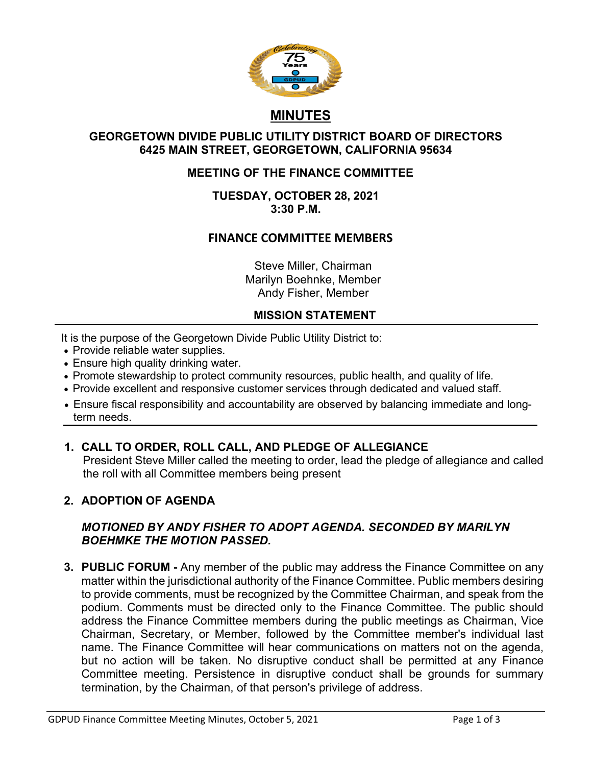# MINUTES

**GEORGETOWN DIVIDE PUBLIC UTILITY DISTRICT BOARD OF DIRECTORS**
**6425 MAIN STREET, GEORGETOWN, CALIFORNIA 95634**

## MEETING OF THE FINANCE COMMITTEE

**TUESDAY, OCTOBER 28, 2021**
**3:30 P.M.**

### FINANCE COMMITTEE MEMBERS

Steve Miller, Chairman
Marilyn Boehnke, Member
Andy Fisher, Member

### MISSION STATEMENT

It is the purpose of the Georgetown Divide Public Utility District to:

- Provide reliable water supplies.
- Ensure high quality drinking water.
- Promote stewardship to protect community resources, public health, and quality of life.
- Provide excellent and responsive customer services through dedicated and valued staff.
- Ensure fiscal responsibility and accountability are observed by balancing immediate and long-term needs.

**1. CALL TO ORDER, ROLL CALL, AND PLEDGE OF ALLEGIANCE**

President Steve Miller called the meeting to order, lead the pledge of allegiance and called the roll with all Committee members being present

**2. ADOPTION OF AGENDA**

***MOTIONED BY ANDY FISHER TO ADOPT AGENDA. SECONDED BY MARILYN BOEHMKE THE MOTION PASSED.***

**3. PUBLIC FORUM -** Any member of the public may address the Finance Committee on any matter within the jurisdictional authority of the Finance Committee. Public members desiring to provide comments, must be recognized by the Committee Chairman, and speak from the podium. Comments must be directed only to the Finance Committee. The public should address the Finance Committee members during the public meetings as Chairman, Vice Chairman, Secretary, or Member, followed by the Committee member's individual last name. The Finance Committee will hear communications on matters not on the agenda, but no action will be taken. No disruptive conduct shall be permitted at any Finance Committee meeting. Persistence in disruptive conduct shall be grounds for summary termination, by the Chairman, of that person's privilege of address.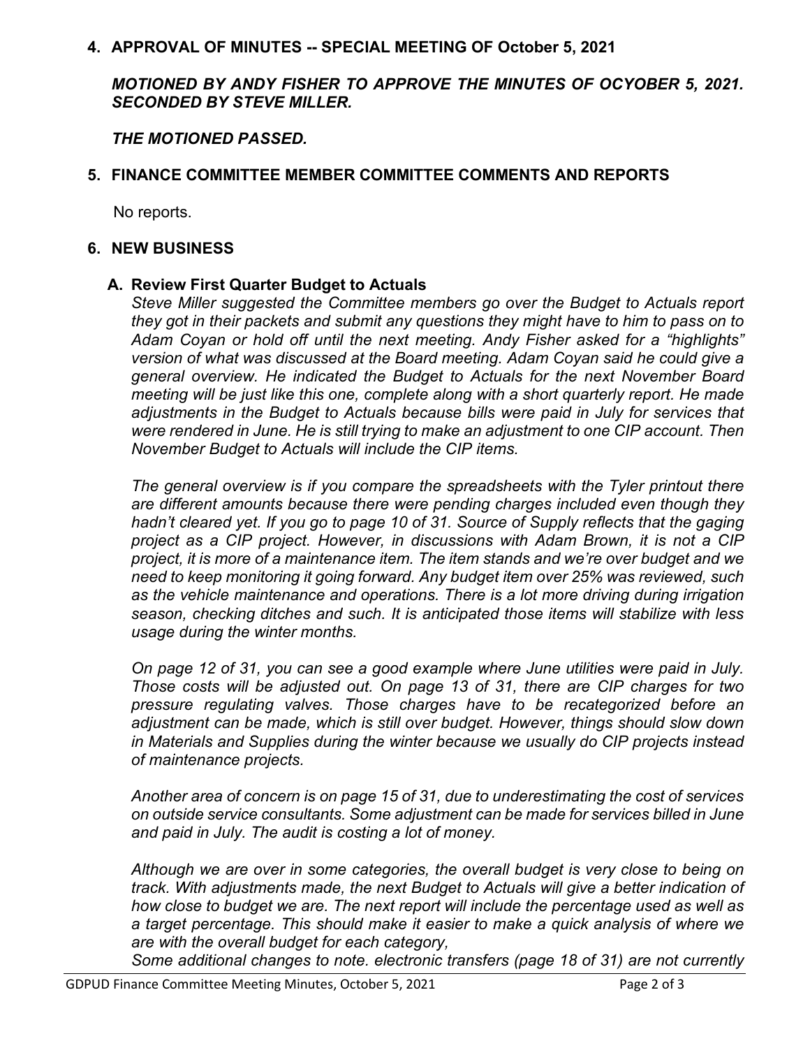## 4. APPROVAL OF MINUTES -- SPECIAL MEETING OF October 5, 2021

***MOTIONED BY ANDY FISHER TO APPROVE THE MINUTES OF OCYOBER 5, 2021. SECONDED BY STEVE MILLER.***

***THE MOTIONED PASSED.***

## 5. FINANCE COMMITTEE MEMBER COMMITTEE COMMENTS AND REPORTS

No reports.

## 6. NEW BUSINESS

### A. Review First Quarter Budget to Actuals

*Steve Miller suggested the Committee members go over the Budget to Actuals report they got in their packets and submit any questions they might have to him to pass on to Adam Coyan or hold off until the next meeting. Andy Fisher asked for a "highlights" version of what was discussed at the Board meeting. Adam Coyan said he could give a general overview. He indicated the Budget to Actuals for the next November Board meeting will be just like this one, complete along with a short quarterly report. He made adjustments in the Budget to Actuals because bills were paid in July for services that were rendered in June. He is still trying to make an adjustment to one CIP account. Then November Budget to Actuals will include the CIP items.*

*The general overview is if you compare the spreadsheets with the Tyler printout there are different amounts because there were pending charges included even though they hadn't cleared yet. If you go to page 10 of 31. Source of Supply reflects that the gaging project as a CIP project. However, in discussions with Adam Brown, it is not a CIP project, it is more of a maintenance item. The item stands and we're over budget and we need to keep monitoring it going forward. Any budget item over 25% was reviewed, such as the vehicle maintenance and operations. There is a lot more driving during irrigation season, checking ditches and such. It is anticipated those items will stabilize with less usage during the winter months.*

*On page 12 of 31, you can see a good example where June utilities were paid in July. Those costs will be adjusted out. On page 13 of 31, there are CIP charges for two pressure regulating valves. Those charges have to be recategorized before an adjustment can be made, which is still over budget. However, things should slow down in Materials and Supplies during the winter because we usually do CIP projects instead of maintenance projects.*

*Another area of concern is on page 15 of 31, due to underestimating the cost of services on outside service consultants. Some adjustment can be made for services billed in June and paid in July. The audit is costing a lot of money.*

*Although we are over in some categories, the overall budget is very close to being on track. With adjustments made, the next Budget to Actuals will give a better indication of how close to budget we are. The next report will include the percentage used as well as a target percentage. This should make it easier to make a quick analysis of where we are with the overall budget for each category,*

*Some additional changes to note. electronic transfers (page 18 of 31) are not currently*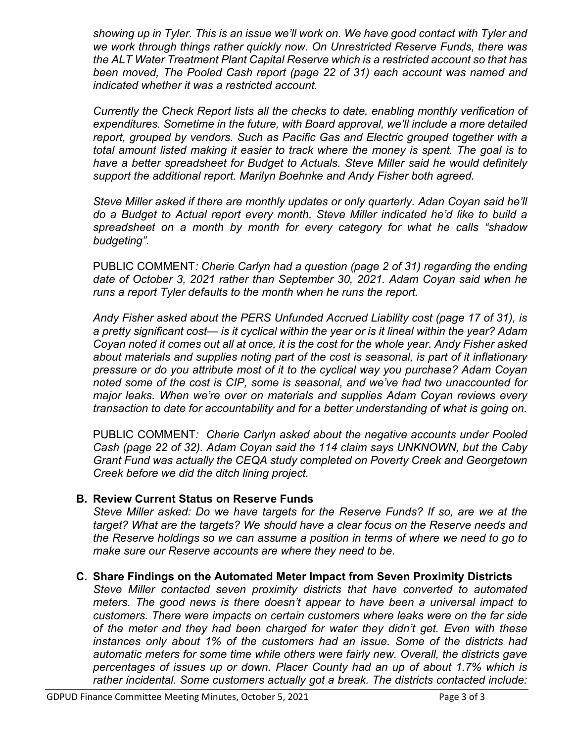*showing up in Tyler. This is an issue we'll work on. We have good contact with Tyler and we work through things rather quickly now. On Unrestricted Reserve Funds, there was the ALT Water Treatment Plant Capital Reserve which is a restricted account so that has been moved, The Pooled Cash report (page 22 of 31) each account was named and indicated whether it was a restricted account.*

*Currently the Check Report lists all the checks to date, enabling monthly verification of expenditures. Sometime in the future, with Board approval, we'll include a more detailed report, grouped by vendors. Such as Pacific Gas and Electric grouped together with a total amount listed making it easier to track where the money is spent. The goal is to have a better spreadsheet for Budget to Actuals. Steve Miller said he would definitely support the additional report. Marilyn Boehnke and Andy Fisher both agreed.*

*Steve Miller asked if there are monthly updates or only quarterly. Adan Coyan said he'll do a Budget to Actual report every month. Steve Miller indicated he'd like to build a spreadsheet on a month by month for every category for what he calls "shadow budgeting".*

PUBLIC COMMENT*: Cherie Carlyn had a question (page 2 of 31) regarding the ending date of October 3, 2021 rather than September 30, 2021. Adam Coyan said when he runs a report Tyler defaults to the month when he runs the report.*

*Andy Fisher asked about the PERS Unfunded Accrued Liability cost (page 17 of 31), is a pretty significant cost— is it cyclical within the year or is it lineal within the year? Adam Coyan noted it comes out all at once, it is the cost for the whole year. Andy Fisher asked about materials and supplies noting part of the cost is seasonal, is part of it inflationary pressure or do you attribute most of it to the cyclical way you purchase? Adam Coyan noted some of the cost is CIP, some is seasonal, and we've had two unaccounted for major leaks. When we're over on materials and supplies Adam Coyan reviews every transaction to date for accountability and for a better understanding of what is going on.*

PUBLIC COMMENT*: Cherie Carlyn asked about the negative accounts under Pooled Cash (page 22 of 32). Adam Coyan said the 114 claim says UNKNOWN, but the Caby Grant Fund was actually the CEQA study completed on Poverty Creek and Georgetown Creek before we did the ditch lining project.*

### B. Review Current Status on Reserve Funds

*Steve Miller asked: Do we have targets for the Reserve Funds? If so, are we at the target? What are the targets? We should have a clear focus on the Reserve needs and the Reserve holdings so we can assume a position in terms of where we need to go to make sure our Reserve accounts are where they need to be.*

### C. Share Findings on the Automated Meter Impact from Seven Proximity Districts

*Steve Miller contacted seven proximity districts that have converted to automated meters. The good news is there doesn't appear to have been a universal impact to customers. There were impacts on certain customers where leaks were on the far side of the meter and they had been charged for water they didn't get. Even with these instances only about 1% of the customers had an issue. Some of the districts had automatic meters for some time while others were fairly new. Overall, the districts gave percentages of issues up or down. Placer County had an up of about 1.7% which is rather incidental. Some customers actually got a break. The districts contacted include:*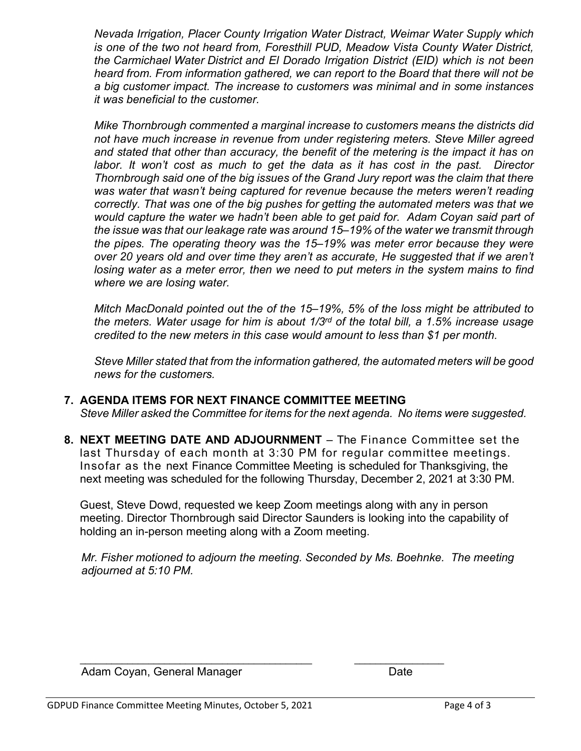*Nevada Irrigation, Placer County Irrigation Water Distract, Weimar Water Supply which is one of the two not heard from, Foresthill PUD, Meadow Vista County Water District, the Carmichael Water District and El Dorado Irrigation District (EID) which is not been heard from. From information gathered, we can report to the Board that there will not be a big customer impact. The increase to customers was minimal and in some instances it was beneficial to the customer.*

*Mike Thornbrough commented a marginal increase to customers means the districts did not have much increase in revenue from under registering meters. Steve Miller agreed and stated that other than accuracy, the benefit of the metering is the impact it has on labor. It won't cost as much to get the data as it has cost in the past. Director Thornbrough said one of the big issues of the Grand Jury report was the claim that there was water that wasn't being captured for revenue because the meters weren't reading correctly. That was one of the big pushes for getting the automated meters was that we would capture the water we hadn't been able to get paid for. Adam Coyan said part of the issue was that our leakage rate was around 15–19% of the water we transmit through the pipes. The operating theory was the 15–19% was meter error because they were over 20 years old and over time they aren't as accurate, He suggested that if we aren't losing water as a meter error, then we need to put meters in the system mains to find where we are losing water.*

*Mitch MacDonald pointed out the of the 15–19%, 5% of the loss might be attributed to the meters. Water usage for him is about 1/3rd of the total bill, a 1.5% increase usage credited to the new meters in this case would amount to less than $1 per month.*

*Steve Miller stated that from the information gathered, the automated meters will be good news for the customers.*

**7. AGENDA ITEMS FOR NEXT FINANCE COMMITTEE MEETING**

*Steve Miller asked the Committee for items for the next agenda. No items were suggested.*

**8. NEXT MEETING DATE AND ADJOURNMENT** – The Finance Committee set the last Thursday of each month at 3:30 PM for regular committee meetings. Insofar as the next Finance Committee Meeting is scheduled for Thanksgiving, the next meeting was scheduled for the following Thursday, December 2, 2021 at 3:30 PM.

Guest, Steve Dowd, requested we keep Zoom meetings along with any in person meeting. Director Thornbrough said Director Saunders is looking into the capability of holding an in-person meeting along with a Zoom meeting.

*Mr. Fisher motioned to adjourn the meeting. Seconded by Ms. Boehnke. The meeting adjourned at 5:10 PM.*

_____________________________________ _______________

Adam Coyan, General Manager Date